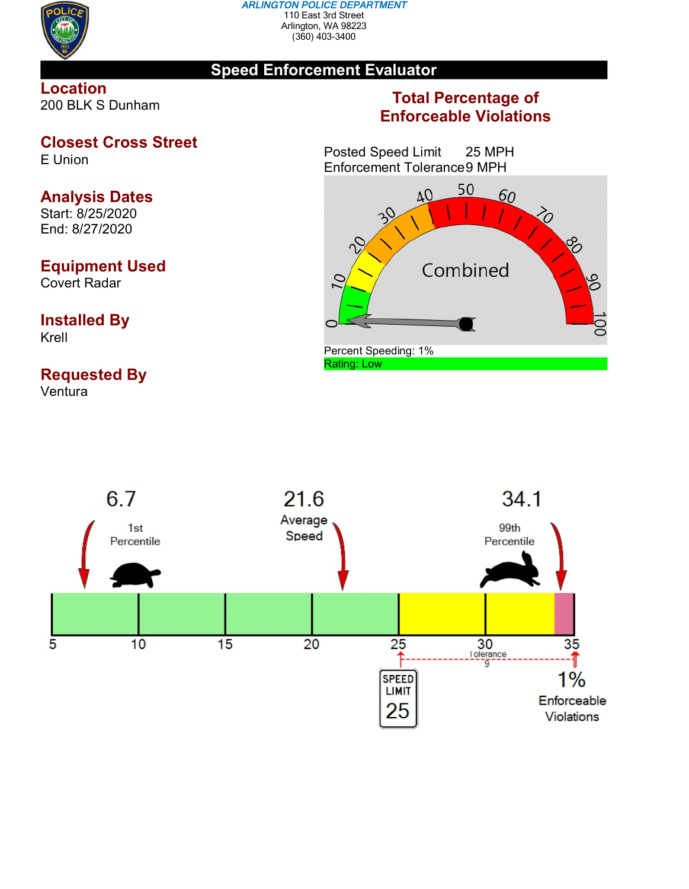ARLINGTON POLICE DEPARTMENT
110 East 3rd Street
Arlington, WA 98223
(360) 403-3400

# Speed Enforcement Evaluator

**Location**
200 BLK S Dunham

**Closest Cross Street**
E Union

**Analysis Dates**
Start: 8/25/2020
End: 8/27/2020

**Equipment Used**
Covert Radar

**Installed By**
Krell

**Requested By**
Ventura

## Total Percentage of Enforceable Violations

Posted Speed Limit 25 MPH
Enforcement Tolerance 9 MPH

Combined

Percent Speeding: 1%
Rating: Low

6.7 1st Percentile

21.6 Average Speed

34.1 99th Percentile

5 10 15 20 25 30 35

Tolerance 9

SPEED LIMIT 25

1% Enforceable Violations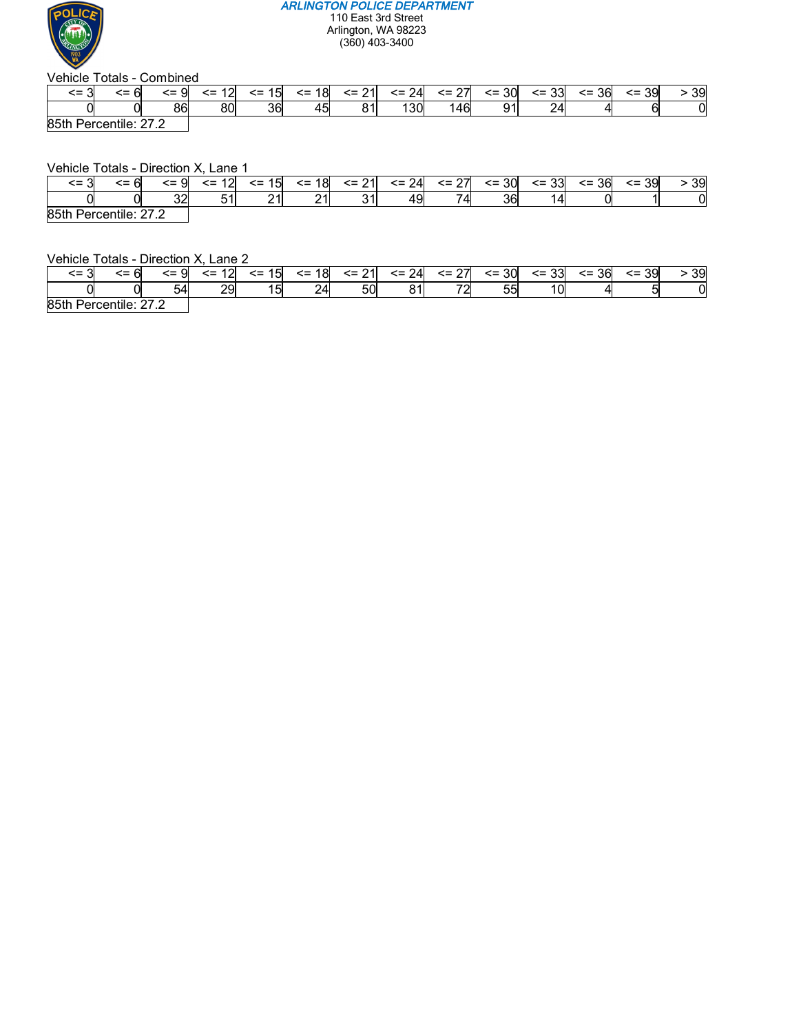**ARLINGTON POLICE DEPARTMENT**
110 East 3rd Street
Arlington, WA 98223
(360) 403-3400

Vehicle Totals - Combined

| <= 3 | <= 6 | <= 9 | <= 12 | <= 15 | <= 18 | <= 21 | <= 24 | <= 27 | <= 30 | <= 33 | <= 36 | <= 39 | > 39 |
|---|---|---|---|---|---|---|---|---|---|---|---|---|---|
| 0 | 0 | 86 | 80 | 36 | 45 | 81 | 130 | 146 | 91 | 24 | 4 | 6 | 0 |

85th Percentile: 27.2

Vehicle Totals - Direction X, Lane 1

| <= 3 | <= 6 | <= 9 | <= 12 | <= 15 | <= 18 | <= 21 | <= 24 | <= 27 | <= 30 | <= 33 | <= 36 | <= 39 | > 39 |
|---|---|---|---|---|---|---|---|---|---|---|---|---|---|
| 0 | 0 | 32 | 51 | 21 | 21 | 31 | 49 | 74 | 36 | 14 | 0 | 1 | 0 |

85th Percentile: 27.2

Vehicle Totals - Direction X, Lane 2

| <= 3 | <= 6 | <= 9 | <= 12 | <= 15 | <= 18 | <= 21 | <= 24 | <= 27 | <= 30 | <= 33 | <= 36 | <= 39 | > 39 |
|---|---|---|---|---|---|---|---|---|---|---|---|---|---|
| 0 | 0 | 54 | 29 | 15 | 24 | 50 | 81 | 72 | 55 | 10 | 4 | 5 | 0 |

85th Percentile: 27.2